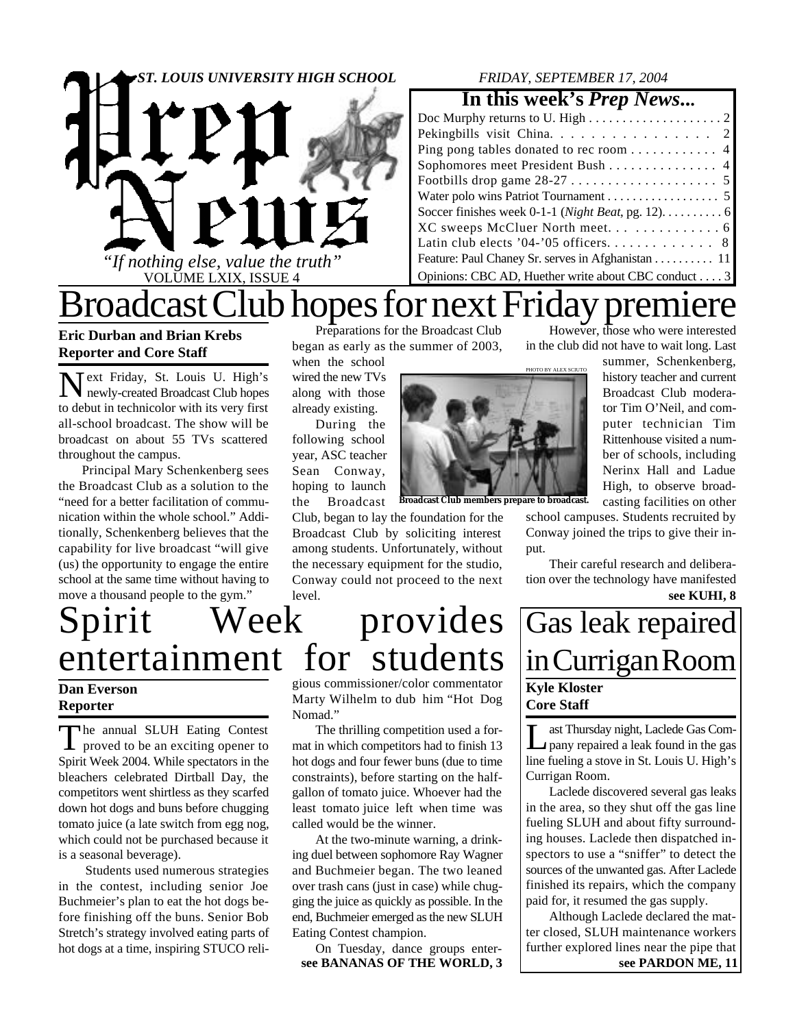# Prep News

**ST. LOUIS UNIVERSITY HIGH SCHOOL**

*"If nothing else, value the truth"*

VOLUME LXIX, ISSUE 4

FRIDAY, SEPTEMBER 17, 2004

**In this week's *Prep News*...**

- Doc Murphy returns to U. High . . . 2
- Pekingbills visit China . . . 2
- Ping pong tables donated to rec room . . . 4
- Sophomores meet President Bush . . . 4
- Footbills drop game 28-27 . . . 5
- Water polo wins Patriot Tournament . . . 5
- Soccer finishes week 0-1-1 (*Night Beat*, pg. 12) . . . 6
- XC sweeps McCluer North meet . . . 6
- Latin club elects '04-'05 officers . . . 8
- Feature: Paul Chaney Sr. serves in Afghanistan . . . 11
- Opinions: CBC AD, Huether write about CBC conduct . . . 3

# Broadcast Club hopes for next Friday premiere

**Eric Durban and Brian Krebs**
**Reporter and Core Staff**

Next Friday, St. Louis U. High's newly-created Broadcast Club hopes to debut in technicolor with its very first all-school broadcast. The show will be broadcast on about 55 TVs scattered throughout the campus.

Principal Mary Schenkenberg sees the Broadcast Club as a solution to the "need for a better facilitation of communication within the whole school." Additionally, Schenkenberg believes that the capability for live broadcast "will give (us) the opportunity to engage the entire school at the same time without having to move a thousand people to the gym."

Preparations for the Broadcast Club began as early as the summer of 2003, when the school wired the new TVs along with those already existing.

During the following school year, ASC teacher Sean Conway, hoping to launch the Broadcast Club, began to lay the foundation for the Broadcast Club by soliciting interest among students. Unfortunately, without the necessary equipment for the studio, Conway could not proceed to the next level.

PHOTO BY ALEX SCIUTO

**Broadcast Club members prepare to broadcast.**

However, those who were interested in the club did not have to wait long. Last summer, Schenkenberg, history teacher and current Broadcast Club moderator Tim O'Neil, and computer technician Tim Rittenhouse visited a number of schools, including Nerinx Hall and Ladue High, to observe broadcasting facilities on other school campuses. Students recruited by Conway joined the trips to give their input.

Their careful research and deliberation over the technology have manifested

**see KUHI, 8**

# Spirit Week provides entertainment for students

**Dan Everson**
**Reporter**

The annual SLUH Eating Contest proved to be an exciting opener to Spirit Week 2004. While spectators in the bleachers celebrated Dirtball Day, the competitors went shirtless as they scarfed down hot dogs and buns before chugging tomato juice (a late switch from egg nog, which could not be purchased because it is a seasonal beverage).

Students used numerous strategies in the contest, including senior Joe Buchmeier's plan to eat the hot dogs before finishing off the buns. Senior Bob Stretch's strategy involved eating parts of hot dogs at a time, inspiring STUCO religious commissioner/color commentator Marty Wilhelm to dub him "Hot Dog Nomad."

The thrilling competition used a format in which competitors had to finish 13 hot dogs and four fewer buns (due to time constraints), before starting on the half-gallon of tomato juice. Whoever had the least tomato juice left when time was called would be the winner.

At the two-minute warning, a drinking duel between sophomore Ray Wagner and Buchmeier began. The two leaned over trash cans (just in case) while chugging the juice as quickly as possible. In the end, Buchmeier emerged as the new SLUH Eating Contest champion.

On Tuesday, dance groups enter-

**see BANANAS OF THE WORLD, 3**

# Gas leak repaired in Currigan Room

**Kyle Kloster**
**Core Staff**

Last Thursday night, Laclede Gas Company repaired a leak found in the gas line fueling a stove in St. Louis U. High's Currigan Room.

Laclede discovered several gas leaks in the area, so they shut off the gas line fueling SLUH and about fifty surrounding houses. Laclede then dispatched inspectors to use a "sniffer" to detect the sources of the unwanted gas. After Laclede finished its repairs, which the company paid for, it resumed the gas supply.

Although Laclede declared the matter closed, SLUH maintenance workers further explored lines near the pipe that

**see PARDON ME, 11**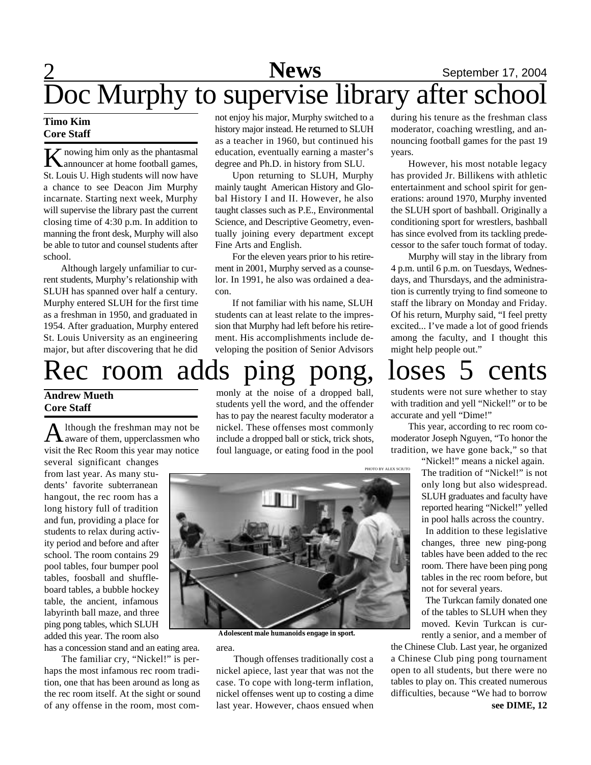# Doc Murphy to supervise library after school

**Timo Kim**
**Core Staff**

Knowing him only as the phantasmal announcer at home football games, St. Louis U. High students will now have a chance to see Deacon Jim Murphy incarnate. Starting next week, Murphy will supervise the library past the current closing time of 4:30 p.m. In addition to manning the front desk, Murphy will also be able to tutor and counsel students after school.

Although largely unfamiliar to current students, Murphy's relationship with SLUH has spanned over half a century. Murphy entered SLUH for the first time as a freshman in 1950, and graduated in 1954. After graduation, Murphy entered St. Louis University as an engineering major, but after discovering that he did not enjoy his major, Murphy switched to a history major instead. He returned to SLUH as a teacher in 1960, but continued his education, eventually earning a master's degree and Ph.D. in history from SLU.

Upon returning to SLUH, Murphy mainly taught American History and Global History I and II. However, he also taught classes such as P.E., Environmental Science, and Descriptive Geometry, eventually joining every department except Fine Arts and English.

For the eleven years prior to his retirement in 2001, Murphy served as a counselor. In 1991, he also was ordained a deacon.

If not familiar with his name, SLUH students can at least relate to the impression that Murphy had left before his retirement. His accomplishments include developing the position of Senior Advisors during his tenure as the freshman class moderator, coaching wrestling, and announcing football games for the past 19 years.

However, his most notable legacy has provided Jr. Billikens with athletic entertainment and school spirit for generations: around 1970, Murphy invented the SLUH sport of bashball. Originally a conditioning sport for wrestlers, bashball has since evolved from its tackling predecessor to the safer touch format of today.

Murphy will stay in the library from 4 p.m. until 6 p.m. on Tuesdays, Wednesdays, and Thursdays, and the administration is currently trying to find someone to staff the library on Monday and Friday. Of his return, Murphy said, "I feel pretty excited... I've made a lot of good friends among the faculty, and I thought this might help people out."

# Rec room adds ping pong, loses 5 cents

**Andrew Mueth**
**Core Staff**

Although the freshman may not be aware of them, upperclassmen who visit the Rec Room this year may notice several significant changes from last year. As many students' favorite subterranean hangout, the rec room has a long history full of tradition and fun, providing a place for students to relax during activity period and before and after school. The room contains 29 pool tables, four bumper pool tables, foosball and shuffleboard tables, a bubble hockey table, the ancient, infamous labyrinth ball maze, and three ping pong tables, which SLUH added this year. The room also has a concession stand and an eating area.

The familiar cry, "Nickel!" is perhaps the most infamous rec room tradition, one that has been around as long as the rec room itself. At the sight or sound of any offense in the room, most commonly at the noise of a dropped ball, students yell the word, and the offender has to pay the nearest faculty moderator a nickel. These offenses most commonly include a dropped ball or stick, trick shots, foul language, or eating food in the pool area.

PHOTO BY ALEX SCIUTO

Adolescent male humanoids engage in sport.

Though offenses traditionally cost a nickel apiece, last year that was not the case. To cope with long-term inflation, nickel offenses went up to costing a dime last year. However, chaos ensued when students were not sure whether to stay with tradition and yell "Nickel!" or to be accurate and yell "Dime!"

This year, according to rec room co-moderator Joseph Nguyen, "To honor the tradition, we have gone back," so that "Nickel!" means a nickel again. The tradition of "Nickel!" is not only long but also widespread. SLUH graduates and faculty have reported hearing "Nickel!" yelled in pool halls across the country.

In addition to these legislative changes, three new ping-pong tables have been added to the rec room. There have been ping pong tables in the rec room before, but not for several years.

The Turkcan family donated one of the tables to SLUH when they moved. Kevin Turkcan is currently a senior, and a member of the Chinese Club. Last year, he organized a Chinese Club ping pong tournament open to all students, but there were no tables to play on. This created numerous difficulties, because "We had to borrow

**see DIME, 12**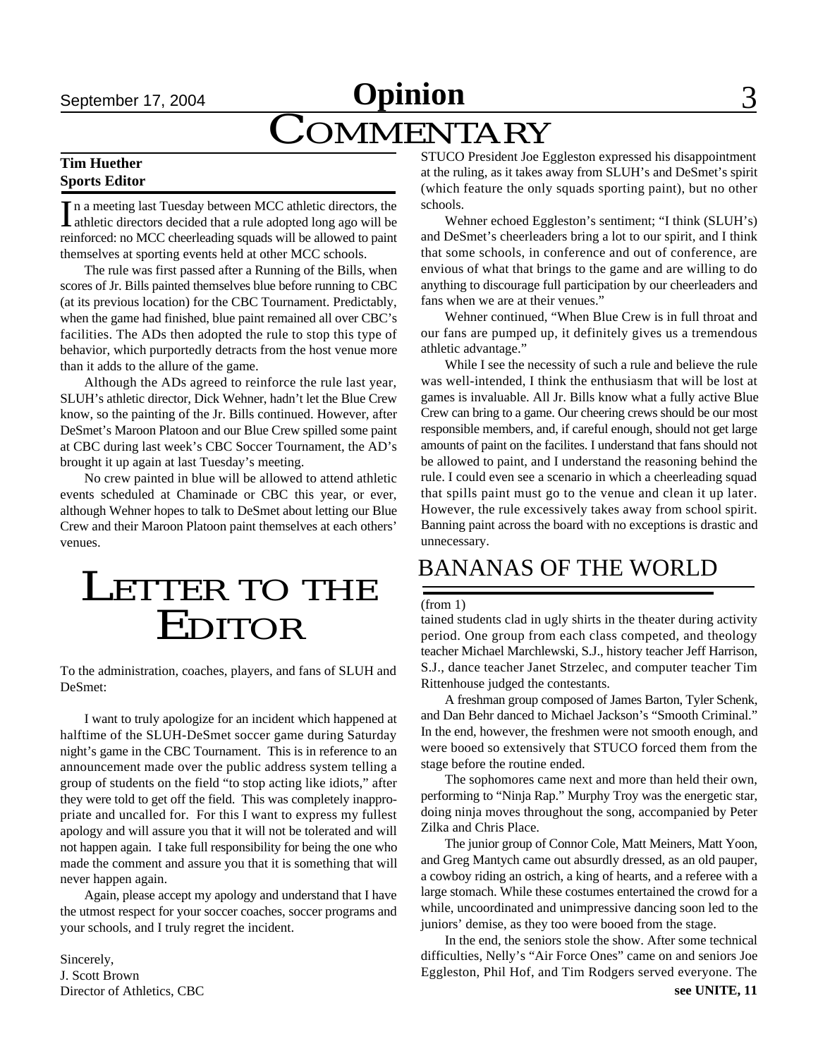# Opinion

# COMMENTARY

**Tim Huether**
**Sports Editor**

In a meeting last Tuesday between MCC athletic directors, the athletic directors decided that a rule adopted long ago will be reinforced: no MCC cheerleading squads will be allowed to paint themselves at sporting events held at other MCC schools.

The rule was first passed after a Running of the Bills, when scores of Jr. Bills painted themselves blue before running to CBC (at its previous location) for the CBC Tournament. Predictably, when the game had finished, blue paint remained all over CBC's facilities. The ADs then adopted the rule to stop this type of behavior, which purportedly detracts from the host venue more than it adds to the allure of the game.

Although the ADs agreed to reinforce the rule last year, SLUH's athletic director, Dick Wehner, hadn't let the Blue Crew know, so the painting of the Jr. Bills continued. However, after DeSmet's Maroon Platoon and our Blue Crew spilled some paint at CBC during last week's CBC Soccer Tournament, the AD's brought it up again at last Tuesday's meeting.

No crew painted in blue will be allowed to attend athletic events scheduled at Chaminade or CBC this year, or ever, although Wehner hopes to talk to DeSmet about letting our Blue Crew and their Maroon Platoon paint themselves at each others' venues.

STUCO President Joe Eggleston expressed his disappointment at the ruling, as it takes away from SLUH's and DeSmet's spirit (which feature the only squads sporting paint), but no other schools.

Wehner echoed Eggleston's sentiment; "I think (SLUH's) and DeSmet's cheerleaders bring a lot to our spirit, and I think that some schools, in conference and out of conference, are envious of what that brings to the game and are willing to do anything to discourage full participation by our cheerleaders and fans when we are at their venues."

Wehner continued, "When Blue Crew is in full throat and our fans are pumped up, it definitely gives us a tremendous athletic advantage."

While I see the necessity of such a rule and believe the rule was well-intended, I think the enthusiasm that will be lost at games is invaluable. All Jr. Bills know what a fully active Blue Crew can bring to a game. Our cheering crews should be our most responsible members, and, if careful enough, should not get large amounts of paint on the facilites. I understand that fans should not be allowed to paint, and I understand the reasoning behind the rule. I could even see a scenario in which a cheerleading squad that spills paint must go to the venue and clean it up later. However, the rule excessively takes away from school spirit. Banning paint across the board with no exceptions is drastic and unnecessary.

# LETTER TO THE EDITOR

To the administration, coaches, players, and fans of SLUH and DeSmet:

I want to truly apologize for an incident which happened at halftime of the SLUH-DeSmet soccer game during Saturday night's game in the CBC Tournament. This is in reference to an announcement made over the public address system telling a group of students on the field "to stop acting like idiots," after they were told to get off the field. This was completely inappropriate and uncalled for. For this I want to express my fullest apology and will assure you that it will not be tolerated and will not happen again. I take full responsibility for being the one who made the comment and assure you that it is something that will never happen again.

Again, please accept my apology and understand that I have the utmost respect for your soccer coaches, soccer programs and your schools, and I truly regret the incident.

Sincerely,
J. Scott Brown
Director of Athletics, CBC

## BANANAS OF THE WORLD

(from 1)

tained students clad in ugly shirts in the theater during activity period. One group from each class competed, and theology teacher Michael Marchlewski, S.J., history teacher Jeff Harrison, S.J., dance teacher Janet Strzelec, and computer teacher Tim Rittenhouse judged the contestants.

A freshman group composed of James Barton, Tyler Schenk, and Dan Behr danced to Michael Jackson's "Smooth Criminal." In the end, however, the freshmen were not smooth enough, and were booed so extensively that STUCO forced them from the stage before the routine ended.

The sophomores came next and more than held their own, performing to "Ninja Rap." Murphy Troy was the energetic star, doing ninja moves throughout the song, accompanied by Peter Zilka and Chris Place.

The junior group of Connor Cole, Matt Meiners, Matt Yoon, and Greg Mantych came out absurdly dressed, as an old pauper, a cowboy riding an ostrich, a king of hearts, and a referee with a large stomach. While these costumes entertained the crowd for a while, uncoordinated and unimpressive dancing soon led to the juniors' demise, as they too were booed from the stage.

In the end, the seniors stole the show. After some technical difficulties, Nelly's "Air Force Ones" came on and seniors Joe Eggleston, Phil Hof, and Tim Rodgers served everyone. The

**see UNITE, 11**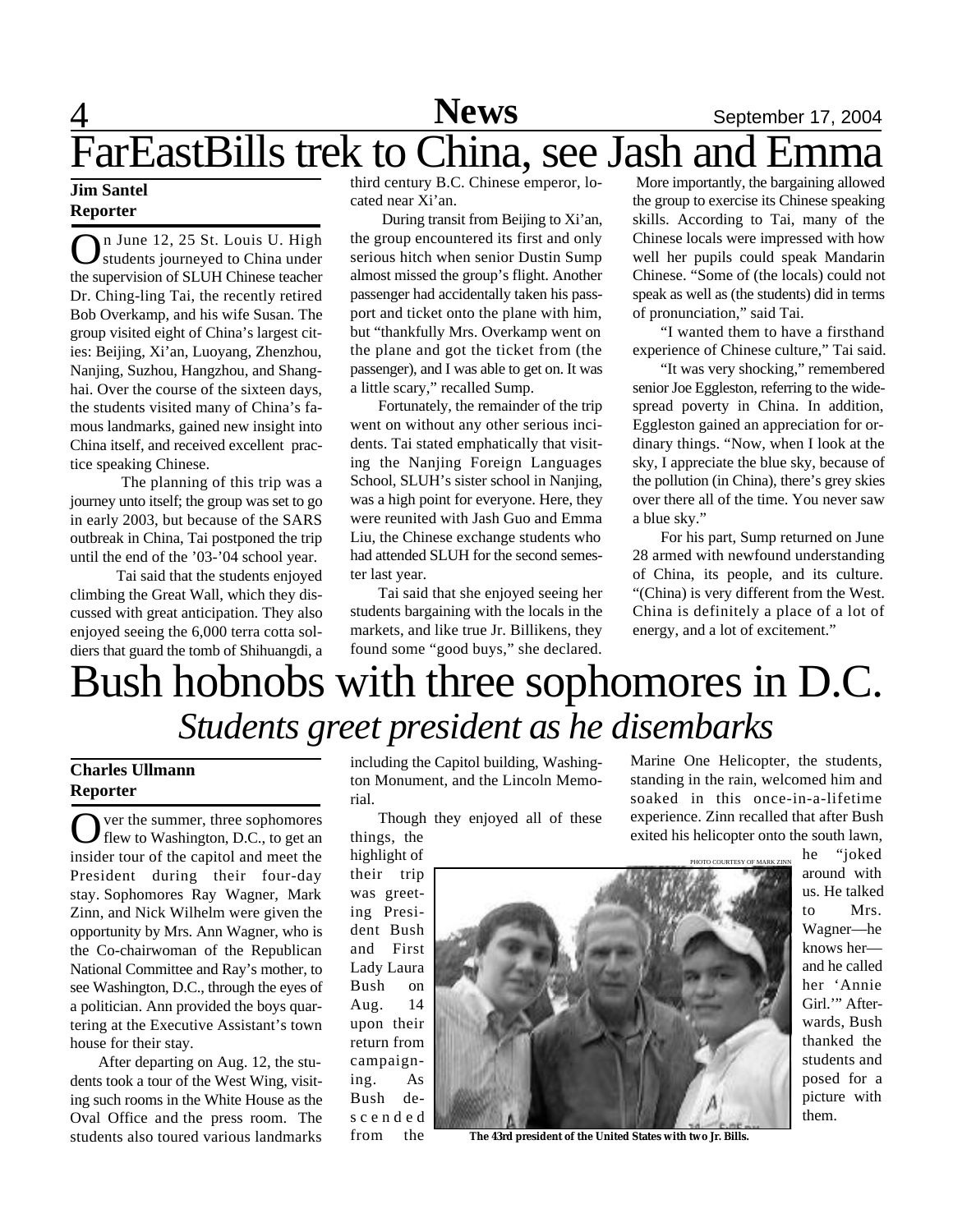# FarEastBills trek to China, see Jash and Emma

**Jim Santel**
**Reporter**

On June 12, 25 St. Louis U. High students journeyed to China under the supervision of SLUH Chinese teacher Dr. Ching-ling Tai, the recently retired Bob Overkamp, and his wife Susan. The group visited eight of China's largest cities: Beijing, Xi'an, Luoyang, Zhenzhou, Nanjing, Suzhou, Hangzhou, and Shanghai. Over the course of the sixteen days, the students visited many of China's famous landmarks, gained new insight into China itself, and received excellent practice speaking Chinese.

The planning of this trip was a journey unto itself; the group was set to go in early 2003, but because of the SARS outbreak in China, Tai postponed the trip until the end of the '03-'04 school year.

Tai said that the students enjoyed climbing the Great Wall, which they discussed with great anticipation. They also enjoyed seeing the 6,000 terra cotta soldiers that guard the tomb of Shihuangdi, a third century B.C. Chinese emperor, located near Xi'an.

During transit from Beijing to Xi'an, the group encountered its first and only serious hitch when senior Dustin Sump almost missed the group's flight. Another passenger had accidentally taken his passport and ticket onto the plane with him, but "thankfully Mrs. Overkamp went on the plane and got the ticket from (the passenger), and I was able to get on. It was a little scary," recalled Sump.

Fortunately, the remainder of the trip went on without any other serious incidents. Tai stated emphatically that visiting the Nanjing Foreign Languages School, SLUH's sister school in Nanjing, was a high point for everyone. Here, they were reunited with Jash Guo and Emma Liu, the Chinese exchange students who had attended SLUH for the second semester last year.

Tai said that she enjoyed seeing her students bargaining with the locals in the markets, and like true Jr. Billikens, they found some "good buys," she declared. More importantly, the bargaining allowed the group to exercise its Chinese speaking skills. According to Tai, many of the Chinese locals were impressed with how well her pupils could speak Mandarin Chinese. "Some of (the locals) could not speak as well as (the students) did in terms of pronunciation," said Tai.

"I wanted them to have a firsthand experience of Chinese culture," Tai said.

"It was very shocking," remembered senior Joe Eggleston, referring to the widespread poverty in China. In addition, Eggleston gained an appreciation for ordinary things. "Now, when I look at the sky, I appreciate the blue sky, because of the pollution (in China), there's grey skies over there all of the time. You never saw a blue sky."

For his part, Sump returned on June 28 armed with newfound understanding of China, its people, and its culture. "(China) is very different from the West. China is definitely a place of a lot of energy, and a lot of excitement."

# Bush hobnobs with three sophomores in D.C.

## *Students greet president as he disembarks*

**Charles Ullmann**
**Reporter**

Over the summer, three sophomores flew to Washington, D.C., to get an insider tour of the capitol and meet the President during their four-day stay. Sophomores Ray Wagner, Mark Zinn, and Nick Wilhelm were given the opportunity by Mrs. Ann Wagner, who is the Co-chairwoman of the Republican National Committee and Ray's mother, to see Washington, D.C., through the eyes of a politician. Ann provided the boys quartering at the Executive Assistant's town house for their stay.

After departing on Aug. 12, the students took a tour of the West Wing, visiting such rooms in the White House as the Oval Office and the press room. The students also toured various landmarks including the Capitol building, Washington Monument, and the Lincoln Memorial.

Though they enjoyed all of these things, the highlight of their trip was greeting President Bush and First Lady Laura Bush on Aug. 14 upon their return from campaigning. As Bush descended from the Marine One Helicopter, the students, standing in the rain, welcomed him and soaked in this once-in-a-lifetime experience. Zinn recalled that after Bush exited his helicopter onto the south lawn, he "joked around with us. He talked to Mrs. Wagner—he knows her—and he called her 'Annie Girl.'" Afterwards, Bush thanked the students and posed for a picture with them.

PHOTO COURTESY OF MARK ZINN

**The 43rd president of the United States with two Jr. Bills.**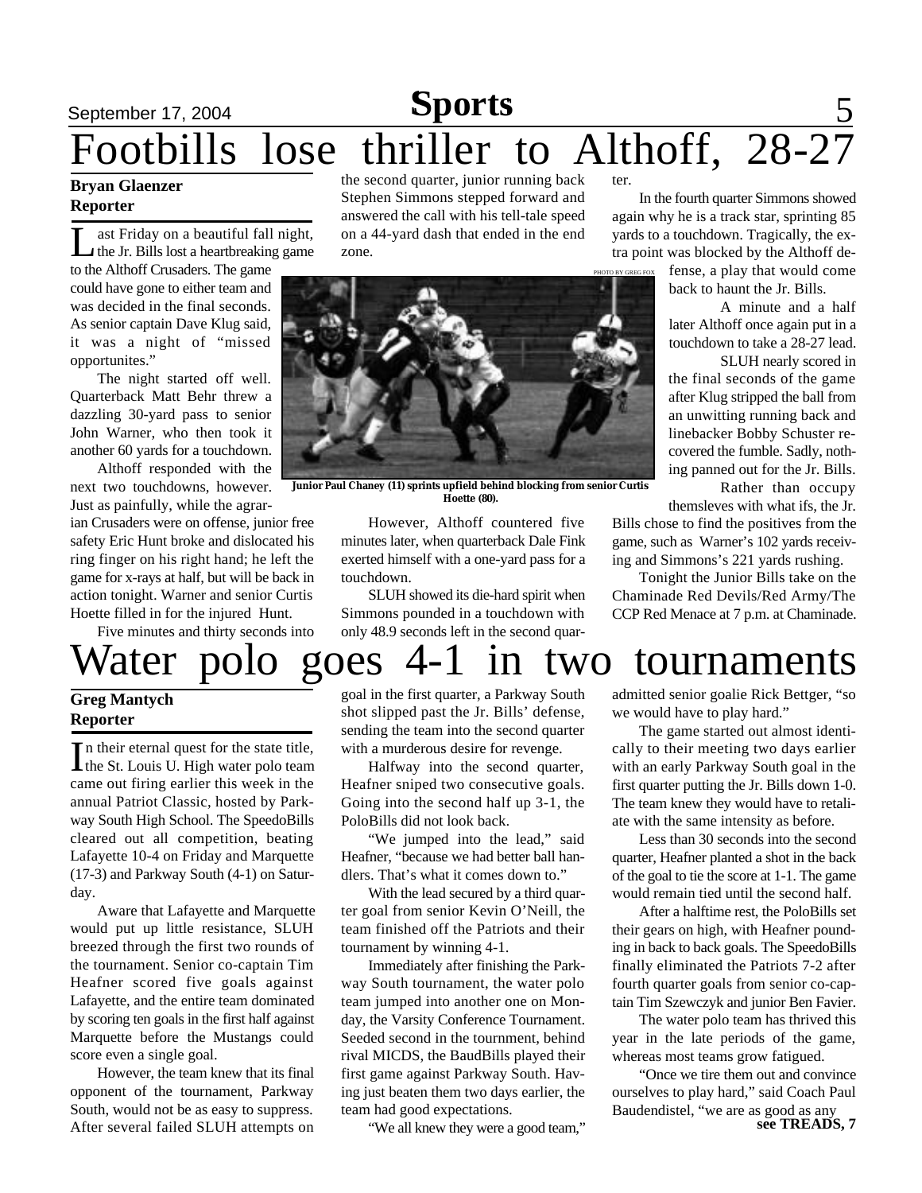# Footbills lose thriller to Althoff, 28-27

**Bryan Glaenzer**
**Reporter**

Last Friday on a beautiful fall night, the Jr. Bills lost a heartbreaking game to the Althoff Crusaders. The game could have gone to either team and was decided in the final seconds. As senior captain Dave Klug said, it was a night of "missed opportunites."

The night started off well. Quarterback Matt Behr threw a dazzling 30-yard pass to senior John Warner, who then took it another 60 yards for a touchdown.

Althoff responded with the next two touchdowns, however. Just as painfully, while the agrarian Crusaders were on offense, junior free safety Eric Hunt broke and dislocated his ring finger on his right hand; he left the game for x-rays at half, but will be back in action tonight. Warner and senior Curtis Hoette filled in for the injured Hunt.

Five minutes and thirty seconds into the second quarter, junior running back Stephen Simmons stepped forward and answered the call with his tell-tale speed on a 44-yard dash that ended in the end zone.

PHOTO BY GREG FOX

Junior Paul Chaney (11) sprints upfield behind blocking from senior Curtis Hoette (80).

However, Althoff countered five minutes later, when quarterback Dale Fink exerted himself with a one-yard pass for a touchdown.

SLUH showed its die-hard spirit when Simmons pounded in a touchdown with only 48.9 seconds left in the second quarter.

In the fourth quarter Simmons showed again why he is a track star, sprinting 85 yards to a touchdown. Tragically, the extra point was blocked by the Althoff defense, a play that would come back to haunt the Jr. Bills.

A minute and a half later Althoff once again put in a touchdown to take a 28-27 lead.

SLUH nearly scored in the final seconds of the game after Klug stripped the ball from an unwitting running back and linebacker Bobby Schuster recovered the fumble. Sadly, nothing panned out for the Jr. Bills.

Rather than occupy themsleves with what ifs, the Jr. Bills chose to find the positives from the game, such as Warner's 102 yards receiving and Simmons's 221 yards rushing.

Tonight the Junior Bills take on the Chaminade Red Devils/Red Army/The CCP Red Menace at 7 p.m. at Chaminade.

# Water polo goes 4-1 in two tournaments

**Greg Mantych**
**Reporter**

In their eternal quest for the state title, the St. Louis U. High water polo team came out firing earlier this week in the annual Patriot Classic, hosted by Parkway South High School. The SpeedoBills cleared out all competition, beating Lafayette 10-4 on Friday and Marquette (17-3) and Parkway South (4-1) on Saturday.

Aware that Lafayette and Marquette would put up little resistance, SLUH breezed through the first two rounds of the tournament. Senior co-captain Tim Heafner scored five goals against Lafayette, and the entire team dominated by scoring ten goals in the first half against Marquette before the Mustangs could score even a single goal.

However, the team knew that its final opponent of the tournament, Parkway South, would not be as easy to suppress. After several failed SLUH attempts on goal in the first quarter, a Parkway South shot slipped past the Jr. Bills' defense, sending the team into the second quarter with a murderous desire for revenge.

Halfway into the second quarter, Heafner sniped two consecutive goals. Going into the second half up 3-1, the PoloBills did not look back.

"We jumped into the lead," said Heafner, "because we had better ball handlers. That's what it comes down to."

With the lead secured by a third quarter goal from senior Kevin O'Neill, the team finished off the Patriots and their tournament by winning 4-1.

Immediately after finishing the Parkway South tournament, the water polo team jumped into another one on Monday, the Varsity Conference Tournament. Seeded second in the tournment, behind rival MICDS, the BaudBills played their first game against Parkway South. Having just beaten them two days earlier, the team had good expectations.

"We all knew they were a good team," admitted senior goalie Rick Bettger, "so we would have to play hard."

The game started out almost identically to their meeting two days earlier with an early Parkway South goal in the first quarter putting the Jr. Bills down 1-0. The team knew they would have to retaliate with the same intensity as before.

Less than 30 seconds into the second quarter, Heafner planted a shot in the back of the goal to tie the score at 1-1. The game would remain tied until the second half.

After a halftime rest, the PoloBills set their gears on high, with Heafner pounding in back to back goals. The SpeedoBills finally eliminated the Patriots 7-2 after fourth quarter goals from senior co-captain Tim Szewczyk and junior Ben Favier.

The water polo team has thrived this year in the late periods of the game, whereas most teams grow fatigued.

"Once we tire them out and convince ourselves to play hard," said Coach Paul Baudendistel, "we are as good as any

**see TREADS, 7**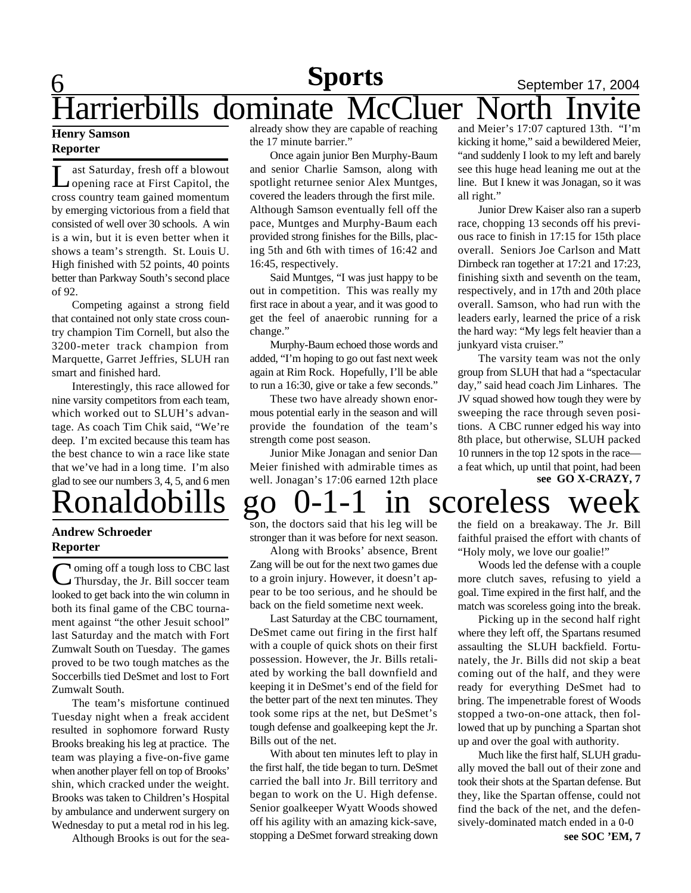# Harrierbills dominate McCluer North Invite

**Henry Samson**
**Reporter**

Last Saturday, fresh off a blowout opening race at First Capitol, the cross country team gained momentum by emerging victorious from a field that consisted of well over 30 schools. A win is a win, but it is even better when it shows a team's strength. St. Louis U. High finished with 52 points, 40 points better than Parkway South's second place of 92.

Competing against a strong field that contained not only state cross country champion Tim Cornell, but also the 3200-meter track champion from Marquette, Garret Jeffries, SLUH ran smart and finished hard.

Interestingly, this race allowed for nine varsity competitors from each team, which worked out to SLUH's advantage. As coach Tim Chik said, "We're deep. I'm excited because this team has the best chance to win a race like state that we've had in a long time. I'm also glad to see our numbers 3, 4, 5, and 6 men already show they are capable of reaching the 17 minute barrier."

Once again junior Ben Murphy-Baum and senior Charlie Samson, along with spotlight returnee senior Alex Muntges, covered the leaders through the first mile. Although Samson eventually fell off the pace, Muntges and Murphy-Baum each provided strong finishes for the Bills, placing 5th and 6th with times of 16:42 and 16:45, respectively.

Said Muntges, "I was just happy to be out in competition. This was really my first race in about a year, and it was good to get the feel of anaerobic running for a change."

Murphy-Baum echoed those words and added, "I'm hoping to go out fast next week again at Rim Rock. Hopefully, I'll be able to run a 16:30, give or take a few seconds."

These two have already shown enormous potential early in the season and will provide the foundation of the team's strength come post season.

Junior Mike Jonagan and senior Dan Meier finished with admirable times as well. Jonagan's 17:06 earned 12th place and Meier's 17:07 captured 13th. "I'm kicking it home," said a bewildered Meier, "and suddenly I look to my left and barely see this huge head leaning me out at the line. But I knew it was Jonagan, so it was all right."

Junior Drew Kaiser also ran a superb race, chopping 13 seconds off his previous race to finish in 17:15 for 15th place overall. Seniors Joe Carlson and Matt Dirnbeck ran together at 17:21 and 17:23, finishing sixth and seventh on the team, respectively, and in 17th and 20th place overall. Samson, who had run with the leaders early, learned the price of a risk the hard way: "My legs felt heavier than a junkyard vista cruiser."

The varsity team was not the only group from SLUH that had a "spectacular day," said head coach Jim Linhares. The JV squad showed how tough they were by sweeping the race through seven positions. A CBC runner edged his way into 8th place, but otherwise, SLUH packed 10 runners in the top 12 spots in the race—a feat which, up until that point, had been

**see GO X-CRAZY, 7**

# Ronaldobills go 0-1-1 in scoreless week

**Andrew Schroeder**
**Reporter**

Coming off a tough loss to CBC last Thursday, the Jr. Bill soccer team looked to get back into the win column in both its final game of the CBC tournament against "the other Jesuit school" last Saturday and the match with Fort Zumwalt South on Tuesday. The games proved to be two tough matches as the Soccerbills tied DeSmet and lost to Fort Zumwalt South.

The team's misfortune continued Tuesday night when a freak accident resulted in sophomore forward Rusty Brooks breaking his leg at practice. The team was playing a five-on-five game when another player fell on top of Brooks' shin, which cracked under the weight. Brooks was taken to Children's Hospital by ambulance and underwent surgery on Wednesday to put a metal rod in his leg.

Although Brooks is out for the season, the doctors said that his leg will be stronger than it was before for next season.

Along with Brooks' absence, Brent Zang will be out for the next two games due to a groin injury. However, it doesn't appear to be too serious, and he should be back on the field sometime next week.

Last Saturday at the CBC tournament, DeSmet came out firing in the first half with a couple of quick shots on their first possession. However, the Jr. Bills retaliated by working the ball downfield and keeping it in DeSmet's end of the field for the better part of the next ten minutes. They took some rips at the net, but DeSmet's tough defense and goalkeeping kept the Jr. Bills out of the net.

With about ten minutes left to play in the first half, the tide began to turn. DeSmet carried the ball into Jr. Bill territory and began to work on the U. High defense. Senior goalkeeper Wyatt Woods showed off his agility with an amazing kick-save, stopping a DeSmet forward streaking down the field on a breakaway. The Jr. Bill faithful praised the effort with chants of "Holy moly, we love our goalie!"

Woods led the defense with a couple more clutch saves, refusing to yield a goal. Time expired in the first half, and the match was scoreless going into the break.

Picking up in the second half right where they left off, the Spartans resumed assaulting the SLUH backfield. Fortunately, the Jr. Bills did not skip a beat coming out of the half, and they were ready for everything DeSmet had to bring. The impenetrable forest of Woods stopped a two-on-one attack, then followed that up by punching a Spartan shot up and over the goal with authority.

Much like the first half, SLUH gradually moved the ball out of their zone and took their shots at the Spartan defense. But they, like the Spartan offense, could not find the back of the net, and the defensively-dominated match ended in a 0-0

**see SOC 'EM, 7**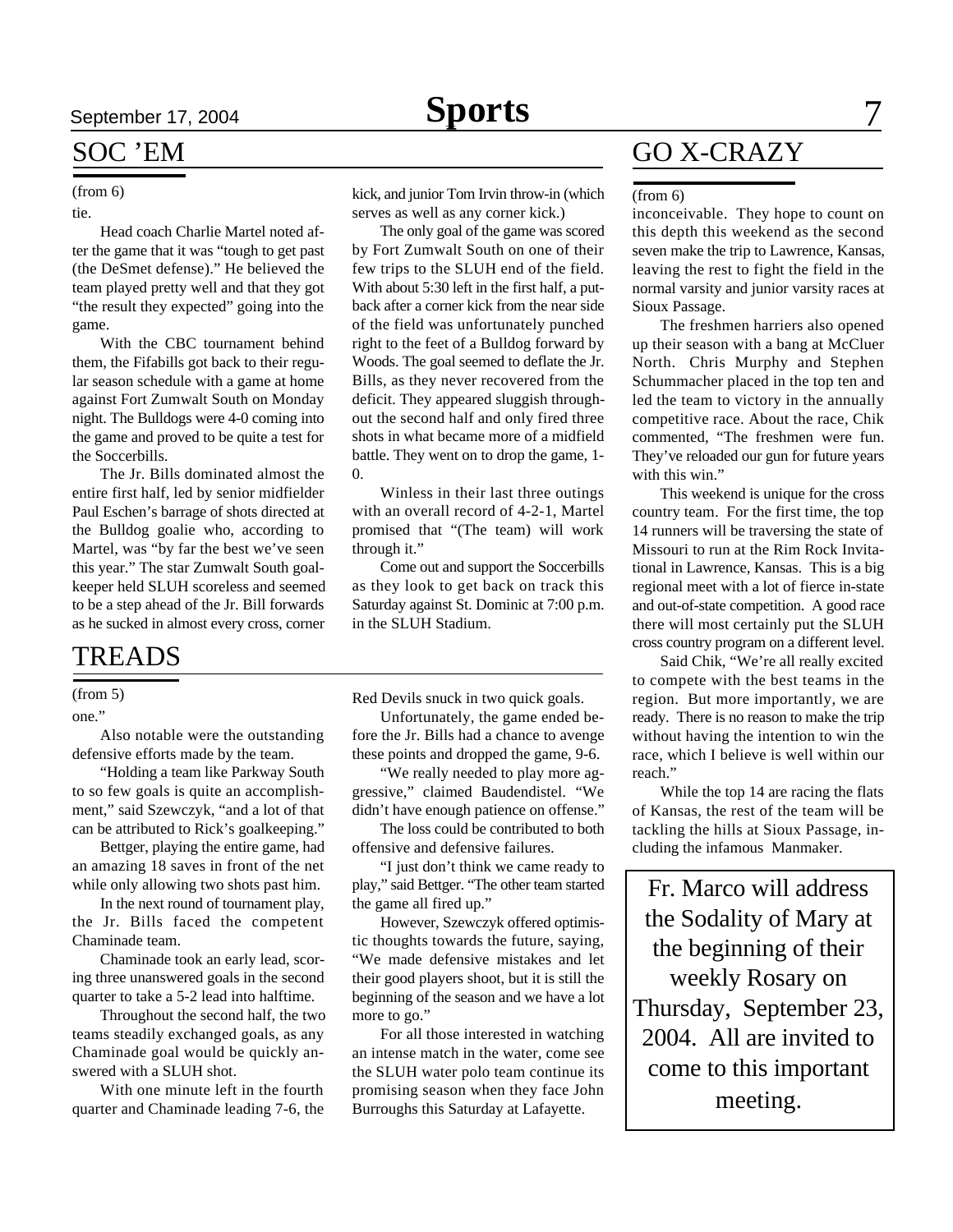## SOC 'EM

(from 6)

tie.

Head coach Charlie Martel noted after the game that it was "tough to get past (the DeSmet defense)." He believed the team played pretty well and that they got "the result they expected" going into the game.

With the CBC tournament behind them, the Fifabills got back to their regular season schedule with a game at home against Fort Zumwalt South on Monday night. The Bulldogs were 4-0 coming into the game and proved to be quite a test for the Soccerbills.

The Jr. Bills dominated almost the entire first half, led by senior midfielder Paul Eschen's barrage of shots directed at the Bulldog goalie who, according to Martel, was "by far the best we've seen this year." The star Zumwalt South goalkeeper held SLUH scoreless and seemed to be a step ahead of the Jr. Bill forwards as he sucked in almost every cross, corner kick, and junior Tom Irvin throw-in (which serves as well as any corner kick.)

The only goal of the game was scored by Fort Zumwalt South on one of their few trips to the SLUH end of the field. With about 5:30 left in the first half, a put-back after a corner kick from the near side of the field was unfortunately punched right to the feet of a Bulldog forward by Woods. The goal seemed to deflate the Jr. Bills, as they never recovered from the deficit. They appeared sluggish throughout the second half and only fired three shots in what became more of a midfield battle. They went on to drop the game, 1-0.

Winless in their last three outings with an overall record of 4-2-1, Martel promised that "(The team) will work through it."

Come out and support the Soccerbills as they look to get back on track this Saturday against St. Dominic at 7:00 p.m. in the SLUH Stadium.

## TREADS

(from 5)

one."

Also notable were the outstanding defensive efforts made by the team.

"Holding a team like Parkway South to so few goals is quite an accomplishment," said Szewczyk, "and a lot of that can be attributed to Rick's goalkeeping."

Bettger, playing the entire game, had an amazing 18 saves in front of the net while only allowing two shots past him.

In the next round of tournament play, the Jr. Bills faced the competent Chaminade team.

Chaminade took an early lead, scoring three unanswered goals in the second quarter to take a 5-2 lead into halftime.

Throughout the second half, the two teams steadily exchanged goals, as any Chaminade goal would be quickly answered with a SLUH shot.

With one minute left in the fourth quarter and Chaminade leading 7-6, the Red Devils snuck in two quick goals.

Unfortunately, the game ended before the Jr. Bills had a chance to avenge these points and dropped the game, 9-6.

"We really needed to play more aggressive," claimed Baudendistel. "We didn't have enough patience on offense."

The loss could be contributed to both offensive and defensive failures.

"I just don't think we came ready to play," said Bettger. "The other team started the game all fired up."

However, Szewczyk offered optimistic thoughts towards the future, saying, "We made defensive mistakes and let their good players shoot, but it is still the beginning of the season and we have a lot more to go."

For all those interested in watching an intense match in the water, come see the SLUH water polo team continue its promising season when they face John Burroughs this Saturday at Lafayette.

## GO X-CRAZY

(from 6)

inconceivable. They hope to count on this depth this weekend as the second seven make the trip to Lawrence, Kansas, leaving the rest to fight the field in the normal varsity and junior varsity races at Sioux Passage.

The freshmen harriers also opened up their season with a bang at McCluer North. Chris Murphy and Stephen Schummacher placed in the top ten and led the team to victory in the annually competitive race. About the race, Chik commented, "The freshmen were fun. They've reloaded our gun for future years with this win."

This weekend is unique for the cross country team. For the first time, the top 14 runners will be traversing the state of Missouri to run at the Rim Rock Invitational in Lawrence, Kansas. This is a big regional meet with a lot of fierce in-state and out-of-state competition. A good race there will most certainly put the SLUH cross country program on a different level.

Said Chik, "We're all really excited to compete with the best teams in the region. But more importantly, we are ready. There is no reason to make the trip without having the intention to win the race, which I believe is well within our reach."

While the top 14 are racing the flats of Kansas, the rest of the team will be tackling the hills at Sioux Passage, including the infamous Manmaker.

Fr. Marco will address the Sodality of Mary at the beginning of their weekly Rosary on Thursday, September 23, 2004. All are invited to come to this important meeting.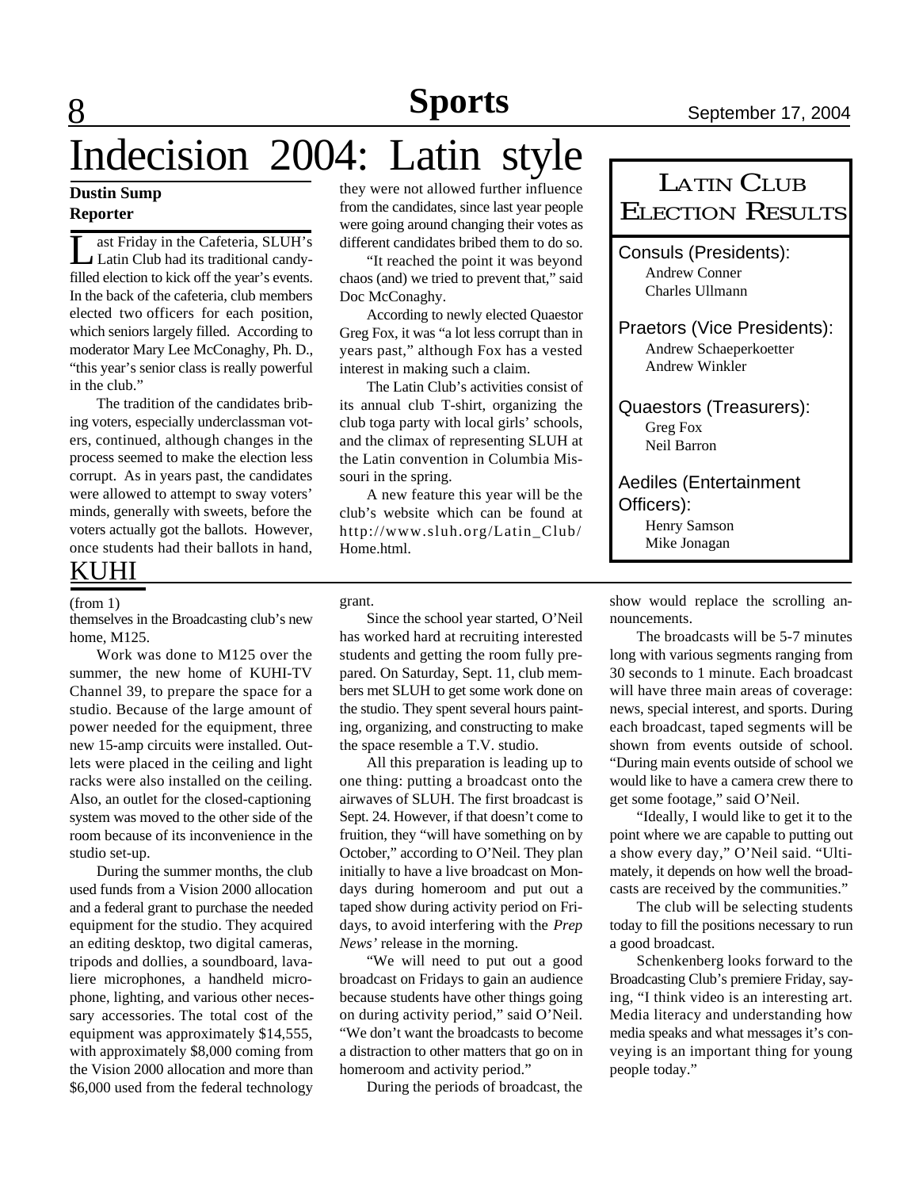# Indecision 2004: Latin style

**Dustin Sump**
**Reporter**

Last Friday in the Cafeteria, SLUH's Latin Club had its traditional candy-filled election to kick off the year's events. In the back of the cafeteria, club members elected two officers for each position, which seniors largely filled. According to moderator Mary Lee McConaghy, Ph. D., "this year's senior class is really powerful in the club."

The tradition of the candidates bribing voters, especially underclassman voters, continued, although changes in the process seemed to make the election less corrupt. As in years past, the candidates were allowed to attempt to sway voters' minds, generally with sweets, before the voters actually got the ballots. However, once students had their ballots in hand, they were not allowed further influence from the candidates, since last year people were going around changing their votes as different candidates bribed them to do so.

"It reached the point it was beyond chaos (and) we tried to prevent that," said Doc McConaghy.

According to newly elected Quaestor Greg Fox, it was "a lot less corrupt than in years past," although Fox has a vested interest in making such a claim.

The Latin Club's activities consist of its annual club T-shirt, organizing the club toga party with local girls' schools, and the climax of representing SLUH at the Latin convention in Columbia Missouri in the spring.

A new feature this year will be the club's website which can be found at http://www.sluh.org/Latin_Club/Home.html.

## Latin Club Election Results

Consuls (Presidents):
- Andrew Conner
- Charles Ullmann

Praetors (Vice Presidents):
- Andrew Schaeperkoetter
- Andrew Winkler

Quaestors (Treasurers):
- Greg Fox
- Neil Barron

Aediles (Entertainment Officers):
- Henry Samson
- Mike Jonagan

## KUHI

(from 1)

themselves in the Broadcasting club's new home, M125.

Work was done to M125 over the summer, the new home of KUHI-TV Channel 39, to prepare the space for a studio. Because of the large amount of power needed for the equipment, three new 15-amp circuits were installed. Outlets were placed in the ceiling and light racks were also installed on the ceiling. Also, an outlet for the closed-captioning system was moved to the other side of the room because of its inconvenience in the studio set-up.

During the summer months, the club used funds from a Vision 2000 allocation and a federal grant to purchase the needed equipment for the studio. They acquired an editing desktop, two digital cameras, tripods and dollies, a soundboard, lavaliere microphones, a handheld microphone, lighting, and various other necessary accessories. The total cost of the equipment was approximately $14,555, with approximately $8,000 coming from the Vision 2000 allocation and more than $6,000 used from the federal technology grant.

Since the school year started, O'Neil has worked hard at recruiting interested students and getting the room fully prepared. On Saturday, Sept. 11, club members met SLUH to get some work done on the studio. They spent several hours painting, organizing, and constructing to make the space resemble a T.V. studio.

All this preparation is leading up to one thing: putting a broadcast onto the airwaves of SLUH. The first broadcast is Sept. 24. However, if that doesn't come to fruition, they "will have something on by October," according to O'Neil. They plan initially to have a live broadcast on Mondays during homeroom and put out a taped show during activity period on Fridays, to avoid interfering with the *Prep News'* release in the morning.

"We will need to put out a good broadcast on Fridays to gain an audience because students have other things going on during activity period," said O'Neil. "We don't want the broadcasts to become a distraction to other matters that go on in homeroom and activity period."

During the periods of broadcast, the show would replace the scrolling announcements.

The broadcasts will be 5-7 minutes long with various segments ranging from 30 seconds to 1 minute. Each broadcast will have three main areas of coverage: news, special interest, and sports. During each broadcast, taped segments will be shown from events outside of school. "During main events outside of school we would like to have a camera crew there to get some footage," said O'Neil.

"Ideally, I would like to get it to the point where we are capable to putting out a show every day," O'Neil said. "Ultimately, it depends on how well the broadcasts are received by the communities."

The club will be selecting students today to fill the positions necessary to run a good broadcast.

Schenkenberg looks forward to the Broadcasting Club's premiere Friday, saying, "I think video is an interesting art. Media literacy and understanding how media speaks and what messages it's conveying is an important thing for young people today."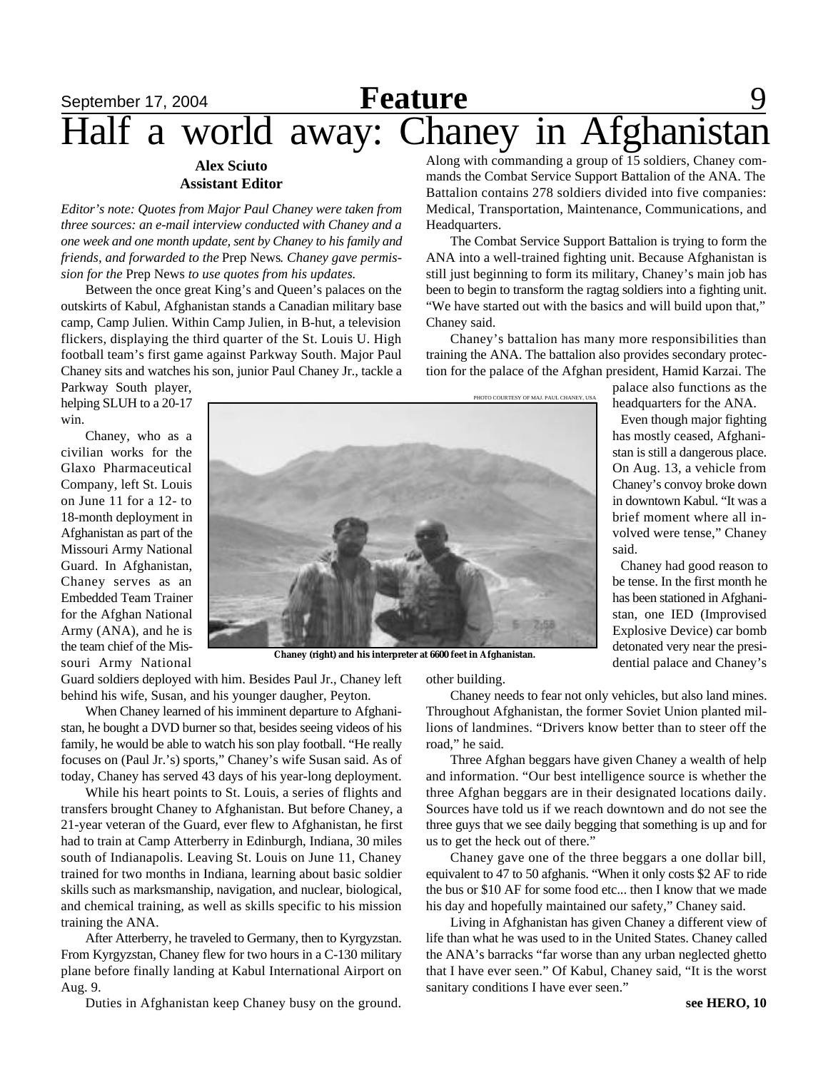# Half a world away: Chaney in Afghanistan

**Alex Sciuto**
**Assistant Editor**

*Editor's note: Quotes from Major Paul Chaney were taken from three sources: an e-mail interview conducted with Chaney and a one week and one month update, sent by Chaney to his family and friends, and forwarded to the* Prep News*. Chaney gave permission for the* Prep News *to use quotes from his updates.*

Between the once great King's and Queen's palaces on the outskirts of Kabul, Afghanistan stands a Canadian military base camp, Camp Julien. Within Camp Julien, in B-hut, a television flickers, displaying the third quarter of the St. Louis U. High football team's first game against Parkway South. Major Paul Chaney sits and watches his son, junior Paul Chaney Jr., tackle a Parkway South player, helping SLUH to a 20-17 win.

Chaney, who as a civilian works for the Glaxo Pharmaceutical Company, left St. Louis on June 11 for a 12- to 18-month deployment in Afghanistan as part of the Missouri Army National Guard. In Afghanistan, Chaney serves as an Embedded Team Trainer for the Afghan National Army (ANA), and he is the team chief of the Missouri Army National Guard soldiers deployed with him. Besides Paul Jr., Chaney left behind his wife, Susan, and his younger daughter, Peyton.

When Chaney learned of his imminent departure to Afghanistan, he bought a DVD burner so that, besides seeing videos of his family, he would be able to watch his son play football. "He really focuses on (Paul Jr.'s) sports," Chaney's wife Susan said. As of today, Chaney has served 43 days of his year-long deployment.

While his heart points to St. Louis, a series of flights and transfers brought Chaney to Afghanistan. But before Chaney, a 21-year veteran of the Guard, ever flew to Afghanistan, he first had to train at Camp Atterberry in Edinburgh, Indiana, 30 miles south of Indianapolis. Leaving St. Louis on June 11, Chaney trained for two months in Indiana, learning about basic soldier skills such as marksmanship, navigation, and nuclear, biological, and chemical training, as well as skills specific to his mission training the ANA.

After Atterberry, he traveled to Germany, then to Kyrgyzstan. From Kyrgyzstan, Chaney flew for two hours in a C-130 military plane before finally landing at Kabul International Airport on Aug. 9.

Duties in Afghanistan keep Chaney busy on the ground. Along with commanding a group of 15 soldiers, Chaney commands the Combat Service Support Battalion of the ANA. The Battalion contains 278 soldiers divided into five companies: Medical, Transportation, Maintenance, Communications, and Headquarters.

The Combat Service Support Battalion is trying to form the ANA into a well-trained fighting unit. Because Afghanistan is still just beginning to form its military, Chaney's main job has been to begin to transform the ragtag soldiers into a fighting unit. "We have started out with the basics and will build upon that," Chaney said.

Chaney's battalion has many more responsibilities than training the ANA. The battalion also provides secondary protection for the palace of the Afghan president, Hamid Karzai. The palace also functions as the headquarters for the ANA.

PHOTO COURTESY OF MAJ. PAUL CHANEY, USA

**Chaney (right) and his interpreter at 6600 feet in Afghanistan.**

Even though major fighting has mostly ceased, Afghanistan is still a dangerous place. On Aug. 13, a vehicle from Chaney's convoy broke down in downtown Kabul. "It was a brief moment where all involved were tense," Chaney said.

Chaney had good reason to be tense. In the first month he has been stationed in Afghanistan, one IED (Improvised Explosive Device) car bomb detonated very near the presidential palace and Chaney's other building.

Chaney needs to fear not only vehicles, but also land mines. Throughout Afghanistan, the former Soviet Union planted millions of landmines. "Drivers know better than to steer off the road," he said.

Three Afghan beggars have given Chaney a wealth of help and information. "Our best intelligence source is whether the three Afghan beggars are in their designated locations daily. Sources have told us if we reach downtown and do not see the three guys that we see daily begging that something is up and for us to get the heck out of there."

Chaney gave one of the three beggars a one dollar bill, equivalent to 47 to 50 afghanis. "When it only costs $2 AF to ride the bus or $10 AF for some food etc... then I know that we made his day and hopefully maintained our safety," Chaney said.

Living in Afghanistan has given Chaney a different view of life than what he was used to in the United States. Chaney called the ANA's barracks "far worse than any urban neglected ghetto that I have ever seen." Of Kabul, Chaney said, "It is the worst sanitary conditions I have ever seen."

**see HERO, 10**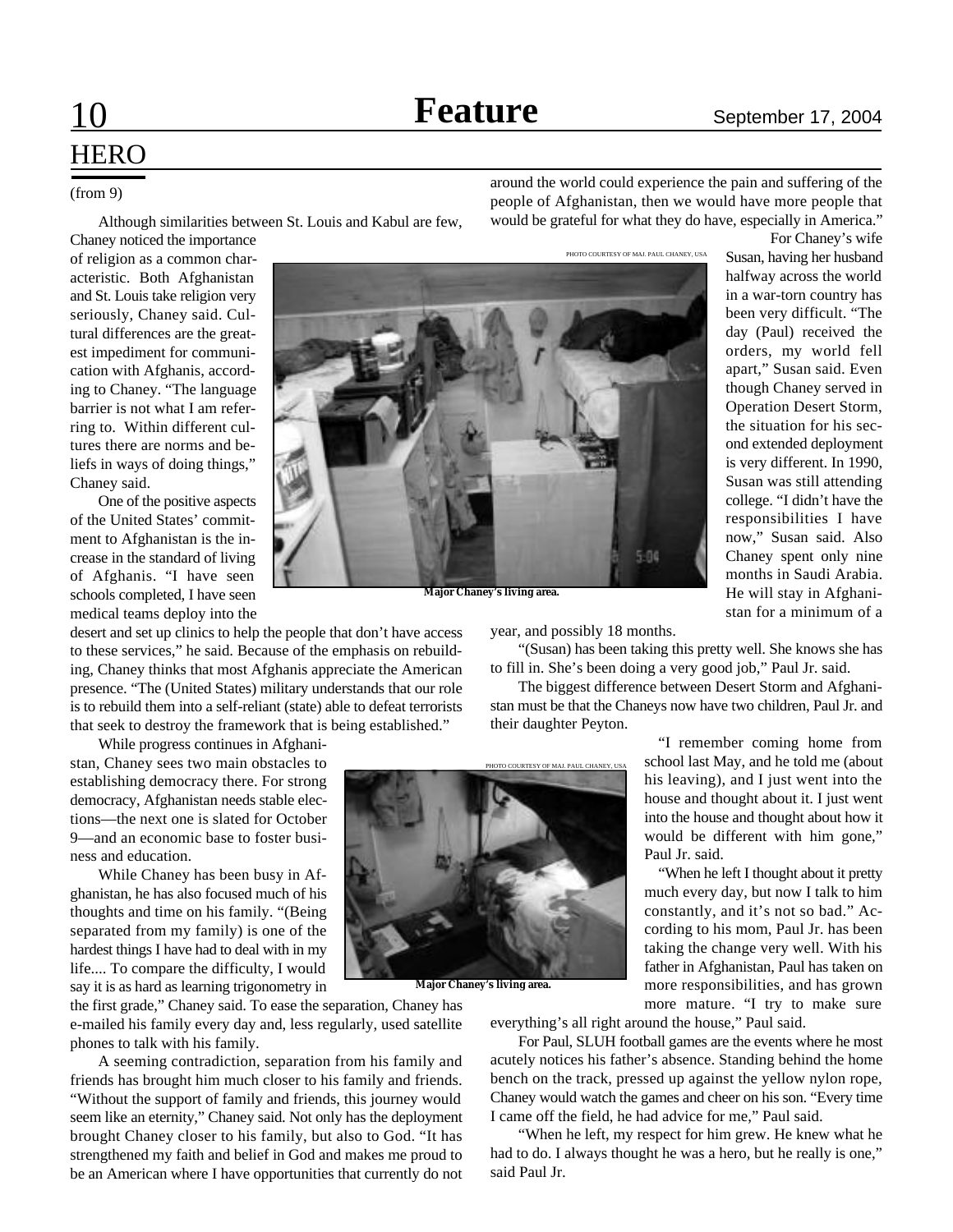# HERO

(from 9)

Although similarities between St. Louis and Kabul are few, Chaney noticed the importance of religion as a common characteristic. Both Afghanistan and St. Louis take religion very seriously, Chaney said. Cultural differences are the greatest impediment for communication with Afghanis, according to Chaney. "The language barrier is not what I am referring to. Within different cultures there are norms and beliefs in ways of doing things," Chaney said.

One of the positive aspects of the United States' commitment to Afghanistan is the increase in the standard of living of Afghanis. "I have seen schools completed, I have seen medical teams deploy into the desert and set up clinics to help the people that don't have access to these services," he said. Because of the emphasis on rebuilding, Chaney thinks that most Afghanis appreciate the American presence. "The (United States) military understands that our role is to rebuild them into a self-reliant (state) able to defeat terrorists that seek to destroy the framework that is being established."

While progress continues in Afghanistan, Chaney sees two main obstacles to establishing democracy there. For strong democracy, Afghanistan needs stable elections—the next one is slated for October 9—and an economic base to foster business and education.

While Chaney has been busy in Afghanistan, he has also focused much of his thoughts and time on his family. "(Being separated from my family) is one of the hardest things I have had to deal with in my life.... To compare the difficulty, I would say it is as hard as learning trigonometry in the first grade," Chaney said. To ease the separation, Chaney has e-mailed his family every day and, less regularly, used satellite phones to talk with his family.

A seeming contradiction, separation from his family and friends has brought him much closer to his family and friends. "Without the support of family and friends, this journey would seem like an eternity," Chaney said. Not only has the deployment brought Chaney closer to his family, but also to God. "It has strengthened my faith and belief in God and makes me proud to be an American where I have opportunities that currently do not around the world could experience the pain and suffering of the people of Afghanistan, then we would have more people that would be grateful for what they do have, especially in America."

PHOTO COURTESY OF MAJ. PAUL CHANEY, USA

**Major Chaney's living area.**

For Chaney's wife Susan, having her husband halfway across the world in a war-torn country has been very difficult. "The day (Paul) received the orders, my world fell apart," Susan said. Even though Chaney served in Operation Desert Storm, the situation for his second extended deployment is very different. In 1990, Susan was still attending college. "I didn't have the responsibilities I have now," Susan said. Also Chaney spent only nine months in Saudi Arabia. He will stay in Afghanistan for a minimum of a year, and possibly 18 months.

"(Susan) has been taking this pretty well. She knows she has to fill in. She's been doing a very good job," Paul Jr. said.

The biggest difference between Desert Storm and Afghanistan must be that the Chaneys now have two children, Paul Jr. and their daughter Peyton.

PHOTO COURTESY OF MAJ. PAUL CHANEY, USA

**Major Chaney's living area.**

"I remember coming home from school last May, and he told me (about his leaving), and I just went into the house and thought about it. I just went into the house and thought about how it would be different with him gone," Paul Jr. said.

"When he left I thought about it pretty much every day, but now I talk to him constantly, and it's not so bad." According to his mom, Paul Jr. has been taking the change very well. With his father in Afghanistan, Paul has taken on more responsibilities, and has grown more mature. "I try to make sure everything's all right around the house," Paul said.

For Paul, SLUH football games are the events where he most acutely notices his father's absence. Standing behind the home bench on the track, pressed up against the yellow nylon rope, Chaney would watch the games and cheer on his son. "Every time I came off the field, he had advice for me," Paul said.

"When he left, my respect for him grew. He knew what he had to do. I always thought he was a hero, but he really is one," said Paul Jr.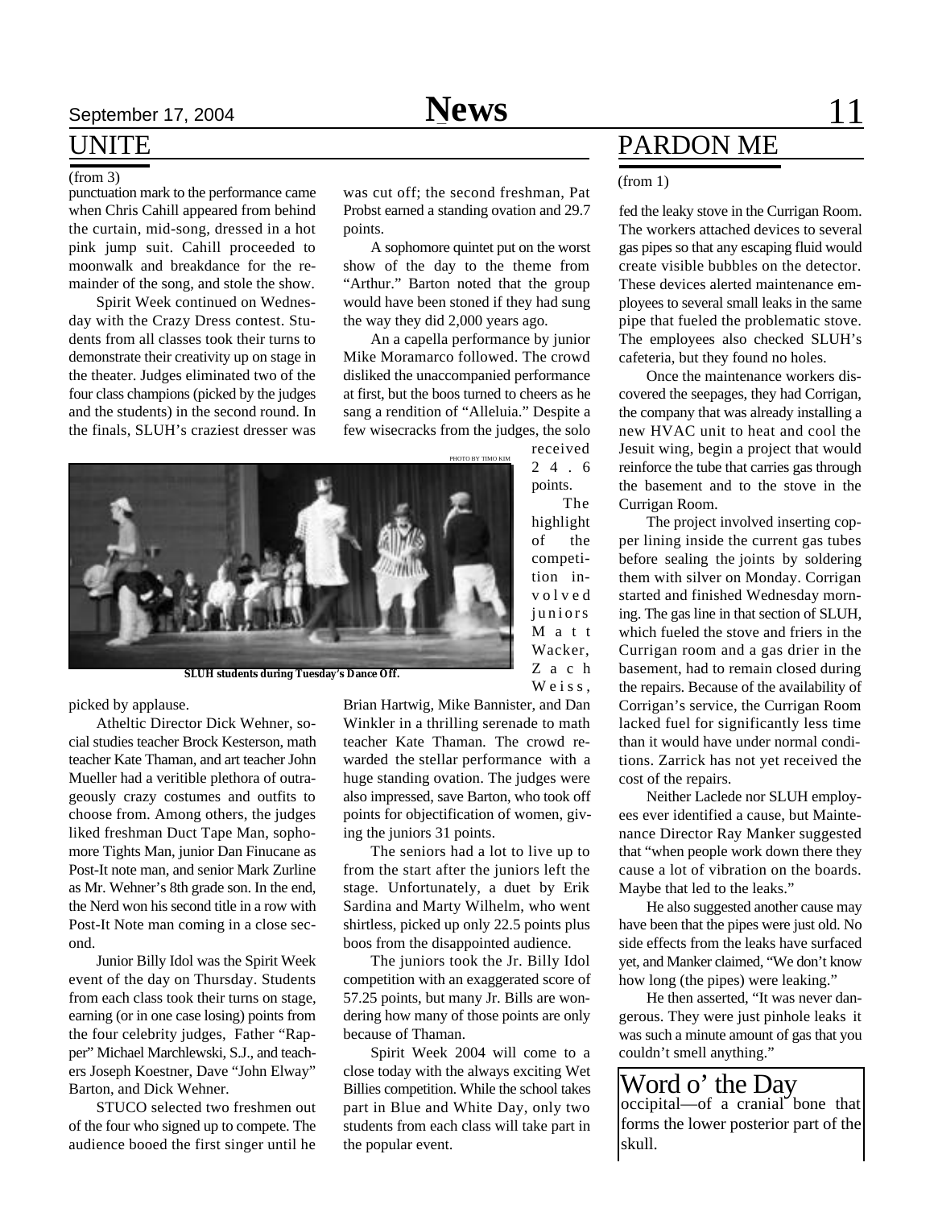## UNITE

(from 3)

punctuation mark to the performance came when Chris Cahill appeared from behind the curtain, mid-song, dressed in a hot pink jump suit. Cahill proceeded to moonwalk and breakdance for the remainder of the song, and stole the show.

Spirit Week continued on Wednesday with the Crazy Dress contest. Students from all classes took their turns to demonstrate their creativity up on stage in the theater. Judges eliminated two of the four class champions (picked by the judges and the students) in the second round. In the finals, SLUH's craziest dresser was picked by applause.

Atheltic Director Dick Wehner, social studies teacher Brock Kesterson, math teacher Kate Thaman, and art teacher John Mueller had a veritible plethora of outrageously crazy costumes and outfits to choose from. Among others, the judges liked freshman Duct Tape Man, sophomore Tights Man, junior Dan Finucane as Post-It note man, and senior Mark Zurline as Mr. Wehner's 8th grade son. In the end, the Nerd won his second title in a row with Post-It Note man coming in a close second.

Junior Billy Idol was the Spirit Week event of the day on Thursday. Students from each class took their turns on stage, earning (or in one case losing) points from the four celebrity judges, Father "Rapper" Michael Marchlewski, S.J., and teachers Joseph Koestner, Dave "John Elway" Barton, and Dick Wehner.

STUCO selected two freshmen out of the four who signed up to compete. The audience booed the first singer until he was cut off; the second freshman, Pat Probst earned a standing ovation and 29.7 points.

A sophomore quintet put on the worst show of the day to the theme from "Arthur." Barton noted that the group would have been stoned if they had sung the way they did 2,000 years ago.

An a capella performance by junior Mike Moramarco followed. The crowd disliked the unaccompanied performance at first, but the boos turned to cheers as he sang a rendition of "Alleluia." Despite a few wisecracks from the judges, the solo received 24.6 points.

PHOTO BY TIMO KIM

**SLUH students during Tuesday's Dance Off.**

The highlight of the competition involved juniors Matt Wacker, Zach Weiss, Brian Hartwig, Mike Bannister, and Dan Winkler in a thrilling serenade to math teacher Kate Thaman. The crowd rewarded the stellar performance with a huge standing ovation. The judges were also impressed, save Barton, who took off points for objectification of women, giving the juniors 31 points.

The seniors had a lot to live up to from the start after the juniors left the stage. Unfortunately, a duet by Erik Sardina and Marty Wilhelm, who went shirtless, picked up only 22.5 points plus boos from the disappointed audience.

The juniors took the Jr. Billy Idol competition with an exaggerated score of 57.25 points, but many Jr. Bills are wondering how many of those points are only because of Thaman.

Spirit Week 2004 will come to a close today with the always exciting Wet Billies competition. While the school takes part in Blue and White Day, only two students from each class will take part in the popular event.

## PARDON ME

(from 1)

fed the leaky stove in the Currigan Room. The workers attached devices to several gas pipes so that any escaping fluid would create visible bubbles on the detector. These devices alerted maintenance employees to several small leaks in the same pipe that fueled the problematic stove. The employees also checked SLUH's cafeteria, but they found no holes.

Once the maintenance workers discovered the seepages, they had Corrigan, the company that was already installing a new HVAC unit to heat and cool the Jesuit wing, begin a project that would reinforce the tube that carries gas through the basement and to the stove in the Currigan Room.

The project involved inserting copper lining inside the current gas tubes before sealing the joints by soldering them with silver on Monday. Corrigan started and finished Wednesday morning. The gas line in that section of SLUH, which fueled the stove and friers in the Currigan room and a gas drier in the basement, had to remain closed during the repairs. Because of the availability of Corrigan's service, the Currigan Room lacked fuel for significantly less time than it would have under normal conditions. Zarrick has not yet received the cost of the repairs.

Neither Laclede nor SLUH employees ever identified a cause, but Maintenance Director Ray Manker suggested that "when people work down there they cause a lot of vibration on the boards. Maybe that led to the leaks."

He also suggested another cause may have been that the pipes were just old. No side effects from the leaks have surfaced yet, and Manker claimed, "We don't know how long (the pipes) were leaking."

He then asserted, "It was never dangerous. They were just pinhole leaks it was such a minute amount of gas that you couldn't smell anything."

## Word o' the Day

occipital—of a cranial bone that forms the lower posterior part of the skull.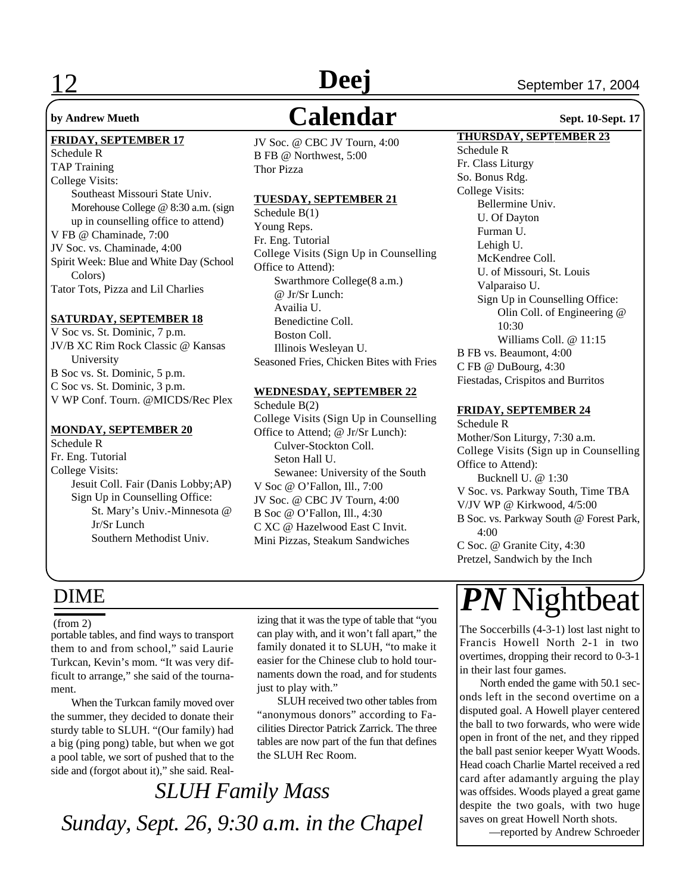# Calendar

**by Andrew Mueth**

**Sept. 10-Sept. 17**

**FRIDAY, SEPTEMBER 17**
Schedule R
TAP Training
College Visits:
- Southeast Missouri State Univ.
- Morehouse College @ 8:30 a.m. (sign up in counselling office to attend)

V FB @ Chaminade, 7:00
JV Soc. vs. Chaminade, 4:00
Spirit Week: Blue and White Day (School Colors)
Tator Tots, Pizza and Lil Charlies

**SATURDAY, SEPTEMBER 18**
V Soc vs. St. Dominic, 7 p.m.
JV/B XC Rim Rock Classic @ Kansas University
B Soc vs. St. Dominic, 5 p.m.
C Soc vs. St. Dominic, 3 p.m.
V WP Conf. Tourn. @MICDS/Rec Plex

**MONDAY, SEPTEMBER 20**
Schedule R
Fr. Eng. Tutorial
College Visits:
- Jesuit Coll. Fair (Danis Lobby;AP)
- Sign Up in Counselling Office:
  - St. Mary's Univ.-Minnesota @ Jr/Sr Lunch
  - Southern Methodist Univ.

JV Soc. @ CBC JV Tourn, 4:00
B FB @ Northwest, 5:00
Thor Pizza

**TUESDAY, SEPTEMBER 21**
Schedule B(1)
Young Reps.
Fr. Eng. Tutorial
College Visits (Sign Up in Counselling Office to Attend):
- Swarthmore College(8 a.m.)
- @ Jr/Sr Lunch:
- Availia U.
- Benedictine Coll.
- Boston Coll.
- Illinois Wesleyan U.

Seasoned Fries, Chicken Bites with Fries

**WEDNESDAY, SEPTEMBER 22**
Schedule B(2)
College Visits (Sign Up in Counselling Office to Attend; @ Jr/Sr Lunch):
- Culver-Stockton Coll.
- Seton Hall U.
- Sewanee: University of the South

V Soc @ O'Fallon, Ill., 7:00
JV Soc. @ CBC JV Tourn, 4:00
B Soc @ O'Fallon, Ill., 4:30
C XC @ Hazelwood East C Invit.
Mini Pizzas, Steakum Sandwiches

**THURSDAY, SEPTEMBER 23**
Schedule R
Fr. Class Liturgy
So. Bonus Rdg.
College Visits:
- Bellermine Univ.
- U. Of Dayton
- Furman U.
- Lehigh U.
- McKendree Coll.
- U. of Missouri, St. Louis
- Valparaiso U.
- Sign Up in Counselling Office:
  - Olin Coll. of Engineering @ 10:30
  - Williams Coll. @ 11:15

B FB vs. Beaumont, 4:00
C FB @ DuBourg, 4:30
Fiestadas, Crispitos and Burritos

**FRIDAY, SEPTEMBER 24**
Schedule R
Mother/Son Liturgy, 7:30 a.m.
College Visits (Sign up in Counselling Office to Attend):
- Bucknell U. @ 1:30

V Soc. vs. Parkway South, Time TBA
V/JV WP @ Kirkwood, 4/5:00
B Soc. vs. Parkway South @ Forest Park, 4:00
C Soc. @ Granite City, 4:30
Pretzel, Sandwich by the Inch

## DIME

(from 2)

portable tables, and find ways to transport them to and from school," said Laurie Turkcan, Kevin's mom. "It was very difficult to arrange," she said of the tournament.

When the Turkcan family moved over the summer, they decided to donate their sturdy table to SLUH. "(Our family) had a big (ping pong) table, but when we got a pool table, we sort of pushed that to the side and (forgot about it)," she said. Realizing that it was the type of table that "you can play with, and it won't fall apart," the family donated it to SLUH, "to make it easier for the Chinese club to hold tournaments down the road, and for students just to play with."

SLUH received two other tables from "anonymous donors" according to Facilities Director Patrick Zarrick. The three tables are now part of the fun that defines the SLUH Rec Room.

*SLUH Family Mass*

*Sunday, Sept. 26, 9:30 a.m. in the Chapel*

## *PN* Nightbeat

The Soccerbills (4-3-1) lost last night to Francis Howell North 2-1 in two overtimes, dropping their record to 0-3-1 in their last four games.

North ended the game with 50.1 seconds left in the second overtime on a disputed goal. A Howell player centered the ball to two forwards, who were wide open in front of the net, and they ripped the ball past senior keeper Wyatt Woods. Head coach Charlie Martel received a red card after adamantly arguing the play was offsides. Woods played a great game despite the two goals, with two huge saves on great Howell North shots.

—reported by Andrew Schroeder